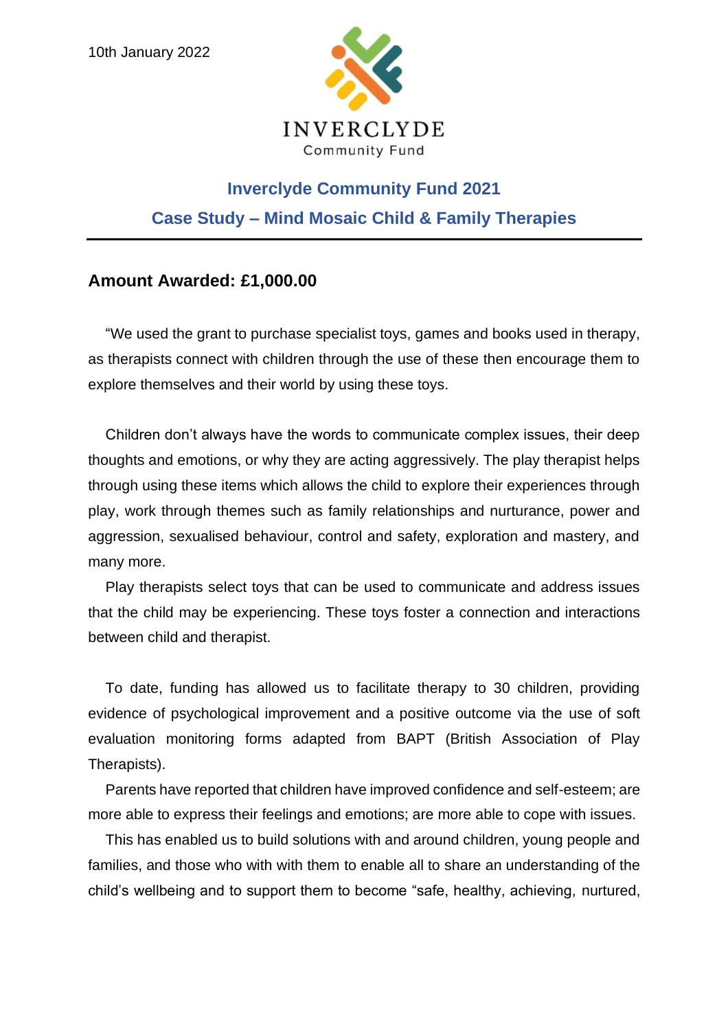10th January 2022

INVERCLYDE
Community Fund

## Inverclyde Community Fund 2021

## Case Study – Mind Mosaic Child & Family Therapies

### Amount Awarded: £1,000.00

"We used the grant to purchase specialist toys, games and books used in therapy, as therapists connect with children through the use of these then encourage them to explore themselves and their world by using these toys.

Children don't always have the words to communicate complex issues, their deep thoughts and emotions, or why they are acting aggressively. The play therapist helps through using these items which allows the child to explore their experiences through play, work through themes such as family relationships and nurturance, power and aggression, sexualised behaviour, control and safety, exploration and mastery, and many more.

Play therapists select toys that can be used to communicate and address issues that the child may be experiencing. These toys foster a connection and interactions between child and therapist.

To date, funding has allowed us to facilitate therapy to 30 children, providing evidence of psychological improvement and a positive outcome via the use of soft evaluation monitoring forms adapted from BAPT (British Association of Play Therapists).

Parents have reported that children have improved confidence and self-esteem; are more able to express their feelings and emotions; are more able to cope with issues.

This has enabled us to build solutions with and around children, young people and families, and those who with with them to enable all to share an understanding of the child's wellbeing and to support them to become "safe, healthy, achieving, nurtured,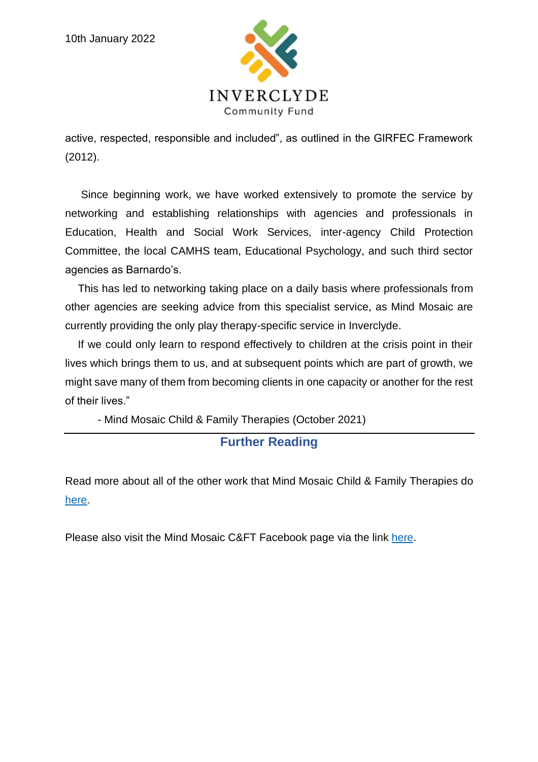active, respected, responsible and included", as outlined in the GIRFEC Framework (2012).

Since beginning work, we have worked extensively to promote the service by networking and establishing relationships with agencies and professionals in Education, Health and Social Work Services, inter-agency Child Protection Committee, the local CAMHS team, Educational Psychology, and such third sector agencies as Barnardo's.

This has led to networking taking place on a daily basis where professionals from other agencies are seeking advice from this specialist service, as Mind Mosaic are currently providing the only play therapy-specific service in Inverclyde.

If we could only learn to respond effectively to children at the crisis point in their lives which brings them to us, and at subsequent points which are part of growth, we might save many of them from becoming clients in one capacity or another for the rest of their lives."

- Mind Mosaic Child & Family Therapies (October 2021)

## Further Reading

Read more about all of the other work that Mind Mosaic Child & Family Therapies do here.

Please also visit the Mind Mosaic C&FT Facebook page via the link here.